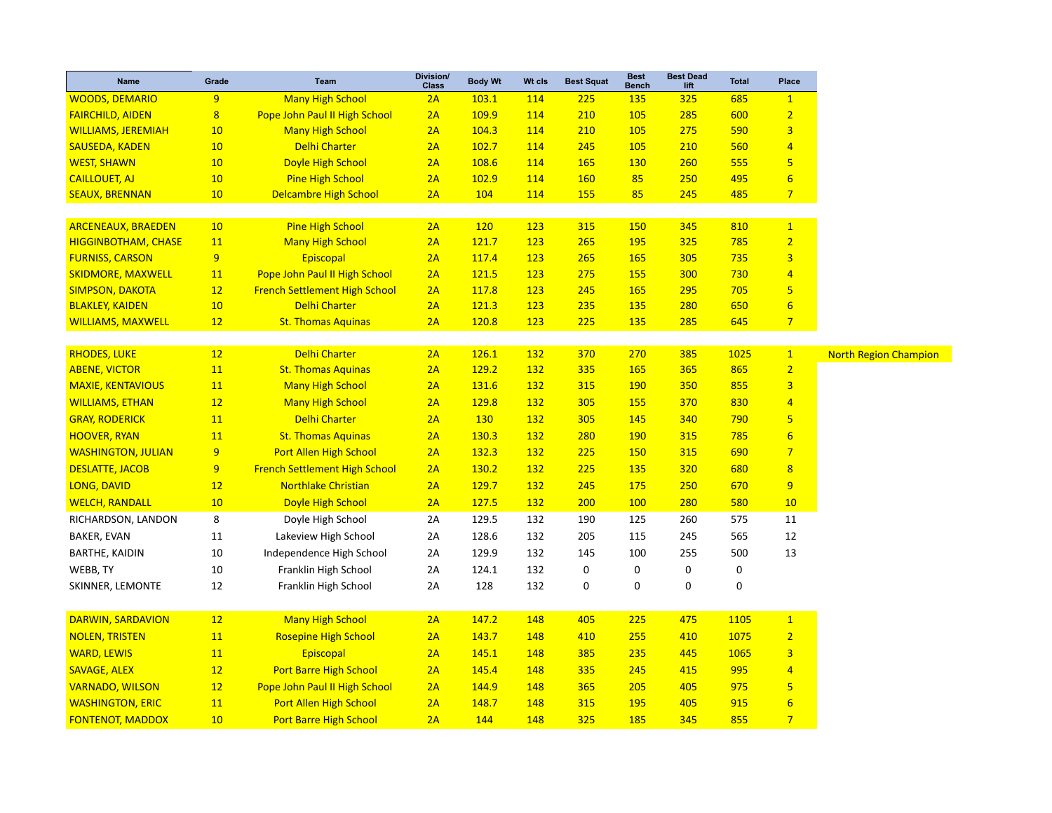| Name | Grade | Team | Division/ Class | Body Wt | Wt cls | Best Squat | Best Bench | Best Dead lift | Total | Place | |
|---|---|---|---|---|---|---|---|---|---|---|---|
| WOODS, DEMARIO | 9 | Many High School | 2A | 103.1 | 114 | 225 | 135 | 325 | 685 | 1 | |
| FAIRCHILD, AIDEN | 8 | Pope John Paul II High School | 2A | 109.9 | 114 | 210 | 105 | 285 | 600 | 2 | |
| WILLIAMS, JEREMIAH | 10 | Many High School | 2A | 104.3 | 114 | 210 | 105 | 275 | 590 | 3 | |
| SAUSEDA, KADEN | 10 | Delhi Charter | 2A | 102.7 | 114 | 245 | 105 | 210 | 560 | 4 | |
| WEST, SHAWN | 10 | Doyle High School | 2A | 108.6 | 114 | 165 | 130 | 260 | 555 | 5 | |
| CAILLOUET, AJ | 10 | Pine High School | 2A | 102.9 | 114 | 160 | 85 | 250 | 495 | 6 | |
| SEAUX, BRENNAN | 10 | Delcambre High School | 2A | 104 | 114 | 155 | 85 | 245 | 485 | 7 | |
| | | | | | | | | | | | |
| ARCENEAUX, BRAEDEN | 10 | Pine High School | 2A | 120 | 123 | 315 | 150 | 345 | 810 | 1 | |
| HIGGINBOTHAM, CHASE | 11 | Many High School | 2A | 121.7 | 123 | 265 | 195 | 325 | 785 | 2 | |
| FURNISS, CARSON | 9 | Episcopal | 2A | 117.4 | 123 | 265 | 165 | 305 | 735 | 3 | |
| SKIDMORE, MAXWELL | 11 | Pope John Paul II High School | 2A | 121.5 | 123 | 275 | 155 | 300 | 730 | 4 | |
| SIMPSON, DAKOTA | 12 | French Settlement High School | 2A | 117.8 | 123 | 245 | 165 | 295 | 705 | 5 | |
| BLAKLEY, KAIDEN | 10 | Delhi Charter | 2A | 121.3 | 123 | 235 | 135 | 280 | 650 | 6 | |
| WILLIAMS, MAXWELL | 12 | St. Thomas Aquinas | 2A | 120.8 | 123 | 225 | 135 | 285 | 645 | 7 | |
| | | | | | | | | | | | |
| RHODES, LUKE | 12 | Delhi Charter | 2A | 126.1 | 132 | 370 | 270 | 385 | 1025 | 1 | North Region Champion |
| ABENE, VICTOR | 11 | St. Thomas Aquinas | 2A | 129.2 | 132 | 335 | 165 | 365 | 865 | 2 | |
| MAXIE, KENTAVIOUS | 11 | Many High School | 2A | 131.6 | 132 | 315 | 190 | 350 | 855 | 3 | |
| WILLIAMS, ETHAN | 12 | Many High School | 2A | 129.8 | 132 | 305 | 155 | 370 | 830 | 4 | |
| GRAY, RODERICK | 11 | Delhi Charter | 2A | 130 | 132 | 305 | 145 | 340 | 790 | 5 | |
| HOOVER, RYAN | 11 | St. Thomas Aquinas | 2A | 130.3 | 132 | 280 | 190 | 315 | 785 | 6 | |
| WASHINGTON, JULIAN | 9 | Port Allen High School | 2A | 132.3 | 132 | 225 | 150 | 315 | 690 | 7 | |
| DESLATTE, JACOB | 9 | French Settlement High School | 2A | 130.2 | 132 | 225 | 135 | 320 | 680 | 8 | |
| LONG, DAVID | 12 | Northlake Christian | 2A | 129.7 | 132 | 245 | 175 | 250 | 670 | 9 | |
| WELCH, RANDALL | 10 | Doyle High School | 2A | 127.5 | 132 | 200 | 100 | 280 | 580 | 10 | |
| RICHARDSON, LANDON | 8 | Doyle High School | 2A | 129.5 | 132 | 190 | 125 | 260 | 575 | 11 | |
| BAKER, EVAN | 11 | Lakeview High School | 2A | 128.6 | 132 | 205 | 115 | 245 | 565 | 12 | |
| BARTHE, KAIDIN | 10 | Independence High School | 2A | 129.9 | 132 | 145 | 100 | 255 | 500 | 13 | |
| WEBB, TY | 10 | Franklin High School | 2A | 124.1 | 132 | 0 | 0 | 0 | 0 | | |
| SKINNER, LEMONTE | 12 | Franklin High School | 2A | 128 | 132 | 0 | 0 | 0 | 0 | | |
| | | | | | | | | | | | |
| DARWIN, SARDAVION | 12 | Many High School | 2A | 147.2 | 148 | 405 | 225 | 475 | 1105 | 1 | |
| NOLEN, TRISTEN | 11 | Rosepine High School | 2A | 143.7 | 148 | 410 | 255 | 410 | 1075 | 2 | |
| WARD, LEWIS | 11 | Episcopal | 2A | 145.1 | 148 | 385 | 235 | 445 | 1065 | 3 | |
| SAVAGE, ALEX | 12 | Port Barre High School | 2A | 145.4 | 148 | 335 | 245 | 415 | 995 | 4 | |
| VARNADO, WILSON | 12 | Pope John Paul II High School | 2A | 144.9 | 148 | 365 | 205 | 405 | 975 | 5 | |
| WASHINGTON, ERIC | 11 | Port Allen High School | 2A | 148.7 | 148 | 315 | 195 | 405 | 915 | 6 | |
| FONTENOT, MADDOX | 10 | Port Barre High School | 2A | 144 | 148 | 325 | 185 | 345 | 855 | 7 | |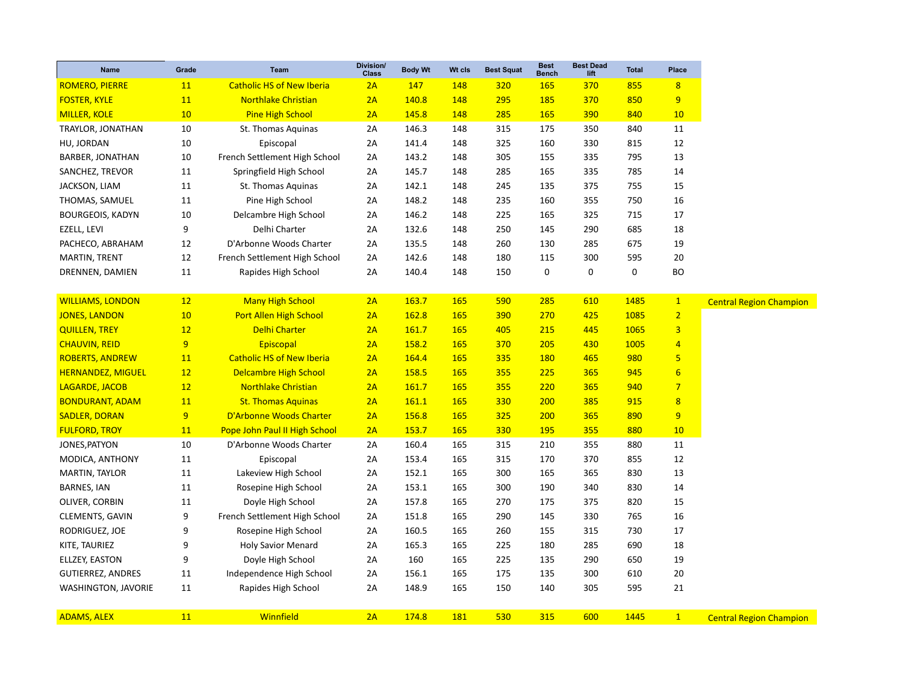| Name | Grade | Team | Division/ Class | Body Wt | Wt cls | Best Squat | Best Bench | Best Dead lift | Total | Place | |
|---|---|---|---|---|---|---|---|---|---|---|---|
| ROMERO, PIERRE | 11 | Catholic HS of New Iberia | 2A | 147 | 148 | 320 | 165 | 370 | 855 | 8 | |
| FOSTER, KYLE | 11 | Northlake Christian | 2A | 140.8 | 148 | 295 | 185 | 370 | 850 | 9 | |
| MILLER, KOLE | 10 | Pine High School | 2A | 145.8 | 148 | 285 | 165 | 390 | 840 | 10 | |
| TRAYLOR, JONATHAN | 10 | St. Thomas Aquinas | 2A | 146.3 | 148 | 315 | 175 | 350 | 840 | 11 | |
| HU, JORDAN | 10 | Episcopal | 2A | 141.4 | 148 | 325 | 160 | 330 | 815 | 12 | |
| BARBER, JONATHAN | 10 | French Settlement High School | 2A | 143.2 | 148 | 305 | 155 | 335 | 795 | 13 | |
| SANCHEZ, TREVOR | 11 | Springfield High School | 2A | 145.7 | 148 | 285 | 165 | 335 | 785 | 14 | |
| JACKSON, LIAM | 11 | St. Thomas Aquinas | 2A | 142.1 | 148 | 245 | 135 | 375 | 755 | 15 | |
| THOMAS, SAMUEL | 11 | Pine High School | 2A | 148.2 | 148 | 235 | 160 | 355 | 750 | 16 | |
| BOURGEOIS, KADYN | 10 | Delcambre High School | 2A | 146.2 | 148 | 225 | 165 | 325 | 715 | 17 | |
| EZELL, LEVI | 9 | Delhi Charter | 2A | 132.6 | 148 | 250 | 145 | 290 | 685 | 18 | |
| PACHECO, ABRAHAM | 12 | D'Arbonne Woods Charter | 2A | 135.5 | 148 | 260 | 130 | 285 | 675 | 19 | |
| MARTIN, TRENT | 12 | French Settlement High School | 2A | 142.6 | 148 | 180 | 115 | 300 | 595 | 20 | |
| DRENNEN, DAMIEN | 11 | Rapides High School | 2A | 140.4 | 148 | 150 | 0 | 0 | 0 | BO | |
| | | | | | | | | | | | |
| WILLIAMS, LONDON | 12 | Many High School | 2A | 163.7 | 165 | 590 | 285 | 610 | 1485 | 1 | Central Region Champion |
| JONES, LANDON | 10 | Port Allen High School | 2A | 162.8 | 165 | 390 | 270 | 425 | 1085 | 2 | |
| QUILLEN, TREY | 12 | Delhi Charter | 2A | 161.7 | 165 | 405 | 215 | 445 | 1065 | 3 | |
| CHAUVIN, REID | 9 | Episcopal | 2A | 158.2 | 165 | 370 | 205 | 430 | 1005 | 4 | |
| ROBERTS, ANDREW | 11 | Catholic HS of New Iberia | 2A | 164.4 | 165 | 335 | 180 | 465 | 980 | 5 | |
| HERNANDEZ, MIGUEL | 12 | Delcambre High School | 2A | 158.5 | 165 | 355 | 225 | 365 | 945 | 6 | |
| LAGARDE, JACOB | 12 | Northlake Christian | 2A | 161.7 | 165 | 355 | 220 | 365 | 940 | 7 | |
| BONDURANT, ADAM | 11 | St. Thomas Aquinas | 2A | 161.1 | 165 | 330 | 200 | 385 | 915 | 8 | |
| SADLER, DORAN | 9 | D'Arbonne Woods Charter | 2A | 156.8 | 165 | 325 | 200 | 365 | 890 | 9 | |
| FULFORD, TROY | 11 | Pope John Paul II High School | 2A | 153.7 | 165 | 330 | 195 | 355 | 880 | 10 | |
| JONES,PATYON | 10 | D'Arbonne Woods Charter | 2A | 160.4 | 165 | 315 | 210 | 355 | 880 | 11 | |
| MODICA, ANTHONY | 11 | Episcopal | 2A | 153.4 | 165 | 315 | 170 | 370 | 855 | 12 | |
| MARTIN, TAYLOR | 11 | Lakeview High School | 2A | 152.1 | 165 | 300 | 165 | 365 | 830 | 13 | |
| BARNES, IAN | 11 | Rosepine High School | 2A | 153.1 | 165 | 300 | 190 | 340 | 830 | 14 | |
| OLIVER, CORBIN | 11 | Doyle High School | 2A | 157.8 | 165 | 270 | 175 | 375 | 820 | 15 | |
| CLEMENTS, GAVIN | 9 | French Settlement High School | 2A | 151.8 | 165 | 290 | 145 | 330 | 765 | 16 | |
| RODRIGUEZ, JOE | 9 | Rosepine High School | 2A | 160.5 | 165 | 260 | 155 | 315 | 730 | 17 | |
| KITE, TAURIEZ | 9 | Holy Savior Menard | 2A | 165.3 | 165 | 225 | 180 | 285 | 690 | 18 | |
| ELLZEY, EASTON | 9 | Doyle High School | 2A | 160 | 165 | 225 | 135 | 290 | 650 | 19 | |
| GUTIERREZ, ANDRES | 11 | Independence High School | 2A | 156.1 | 165 | 175 | 135 | 300 | 610 | 20 | |
| WASHINGTON, JAVORIE | 11 | Rapides High School | 2A | 148.9 | 165 | 150 | 140 | 305 | 595 | 21 | |
| | | | | | | | | | | | |
| ADAMS, ALEX | 11 | Winnfield | 2A | 174.8 | 181 | 530 | 315 | 600 | 1445 | 1 | Central Region Champion |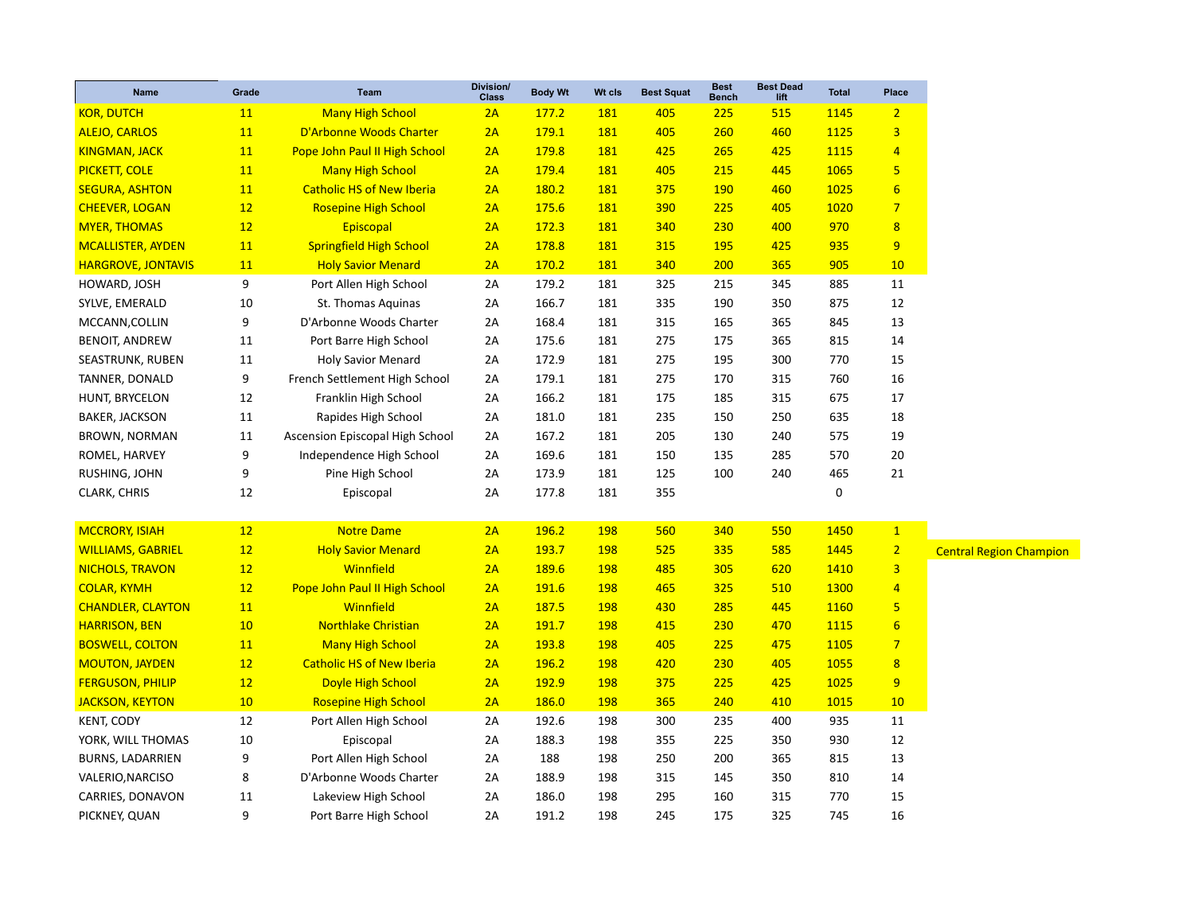| Name | Grade | Team | Division/ Class | Body Wt | Wt cls | Best Squat | Best Bench | Best Dead lift | Total | Place |
|---|---|---|---|---|---|---|---|---|---|---|
| KOR, DUTCH | 11 | Many High School | 2A | 177.2 | 181 | 405 | 225 | 515 | 1145 | 2 |
| ALEJO, CARLOS | 11 | D'Arbonne Woods Charter | 2A | 179.1 | 181 | 405 | 260 | 460 | 1125 | 3 |
| KINGMAN, JACK | 11 | Pope John Paul II High School | 2A | 179.8 | 181 | 425 | 265 | 425 | 1115 | 4 |
| PICKETT, COLE | 11 | Many High School | 2A | 179.4 | 181 | 405 | 215 | 445 | 1065 | 5 |
| SEGURA, ASHTON | 11 | Catholic HS of New Iberia | 2A | 180.2 | 181 | 375 | 190 | 460 | 1025 | 6 |
| CHEEVER, LOGAN | 12 | Rosepine High School | 2A | 175.6 | 181 | 390 | 225 | 405 | 1020 | 7 |
| MYER, THOMAS | 12 | Episcopal | 2A | 172.3 | 181 | 340 | 230 | 400 | 970 | 8 |
| MCALLISTER, AYDEN | 11 | Springfield High School | 2A | 178.8 | 181 | 315 | 195 | 425 | 935 | 9 |
| HARGROVE, JONTAVIS | 11 | Holy Savior Menard | 2A | 170.2 | 181 | 340 | 200 | 365 | 905 | 10 |
| HOWARD, JOSH | 9 | Port Allen High School | 2A | 179.2 | 181 | 325 | 215 | 345 | 885 | 11 |
| SYLVE, EMERALD | 10 | St. Thomas Aquinas | 2A | 166.7 | 181 | 335 | 190 | 350 | 875 | 12 |
| MCCANN,COLLIN | 9 | D'Arbonne Woods Charter | 2A | 168.4 | 181 | 315 | 165 | 365 | 845 | 13 |
| BENOIT, ANDREW | 11 | Port Barre High School | 2A | 175.6 | 181 | 275 | 175 | 365 | 815 | 14 |
| SEASTRUNK, RUBEN | 11 | Holy Savior Menard | 2A | 172.9 | 181 | 275 | 195 | 300 | 770 | 15 |
| TANNER, DONALD | 9 | French Settlement High School | 2A | 179.1 | 181 | 275 | 170 | 315 | 760 | 16 |
| HUNT, BRYCELON | 12 | Franklin High School | 2A | 166.2 | 181 | 175 | 185 | 315 | 675 | 17 |
| BAKER, JACKSON | 11 | Rapides High School | 2A | 181.0 | 181 | 235 | 150 | 250 | 635 | 18 |
| BROWN, NORMAN | 11 | Ascension Episcopal High School | 2A | 167.2 | 181 | 205 | 130 | 240 | 575 | 19 |
| ROMEL, HARVEY | 9 | Independence High School | 2A | 169.6 | 181 | 150 | 135 | 285 | 570 | 20 |
| RUSHING, JOHN | 9 | Pine High School | 2A | 173.9 | 181 | 125 | 100 | 240 | 465 | 21 |
| CLARK, CHRIS | 12 | Episcopal | 2A | 177.8 | 181 | 355 | | | 0 | |
| | | | | | | | | | | |
| MCCRORY, ISIAH | 12 | Notre Dame | 2A | 196.2 | 198 | 560 | 340 | 550 | 1450 | 1 |
| WILLIAMS, GABRIEL | 12 | Holy Savior Menard | 2A | 193.7 | 198 | 525 | 335 | 585 | 1445 | 2 Central Region Champion |
| NICHOLS, TRAVON | 12 | Winnfield | 2A | 189.6 | 198 | 485 | 305 | 620 | 1410 | 3 |
| COLAR, KYMH | 12 | Pope John Paul II High School | 2A | 191.6 | 198 | 465 | 325 | 510 | 1300 | 4 |
| CHANDLER, CLAYTON | 11 | Winnfield | 2A | 187.5 | 198 | 430 | 285 | 445 | 1160 | 5 |
| HARRISON, BEN | 10 | Northlake Christian | 2A | 191.7 | 198 | 415 | 230 | 470 | 1115 | 6 |
| BOSWELL, COLTON | 11 | Many High School | 2A | 193.8 | 198 | 405 | 225 | 475 | 1105 | 7 |
| MOUTON, JAYDEN | 12 | Catholic HS of New Iberia | 2A | 196.2 | 198 | 420 | 230 | 405 | 1055 | 8 |
| FERGUSON, PHILIP | 12 | Doyle High School | 2A | 192.9 | 198 | 375 | 225 | 425 | 1025 | 9 |
| JACKSON, KEYTON | 10 | Rosepine High School | 2A | 186.0 | 198 | 365 | 240 | 410 | 1015 | 10 |
| KENT, CODY | 12 | Port Allen High School | 2A | 192.6 | 198 | 300 | 235 | 400 | 935 | 11 |
| YORK, WILL THOMAS | 10 | Episcopal | 2A | 188.3 | 198 | 355 | 225 | 350 | 930 | 12 |
| BURNS, LADARRIEN | 9 | Port Allen High School | 2A | 188 | 198 | 250 | 200 | 365 | 815 | 13 |
| VALERIO,NARCISO | 8 | D'Arbonne Woods Charter | 2A | 188.9 | 198 | 315 | 145 | 350 | 810 | 14 |
| CARRIES, DONAVON | 11 | Lakeview High School | 2A | 186.0 | 198 | 295 | 160 | 315 | 770 | 15 |
| PICKNEY, QUAN | 9 | Port Barre High School | 2A | 191.2 | 198 | 245 | 175 | 325 | 745 | 16 |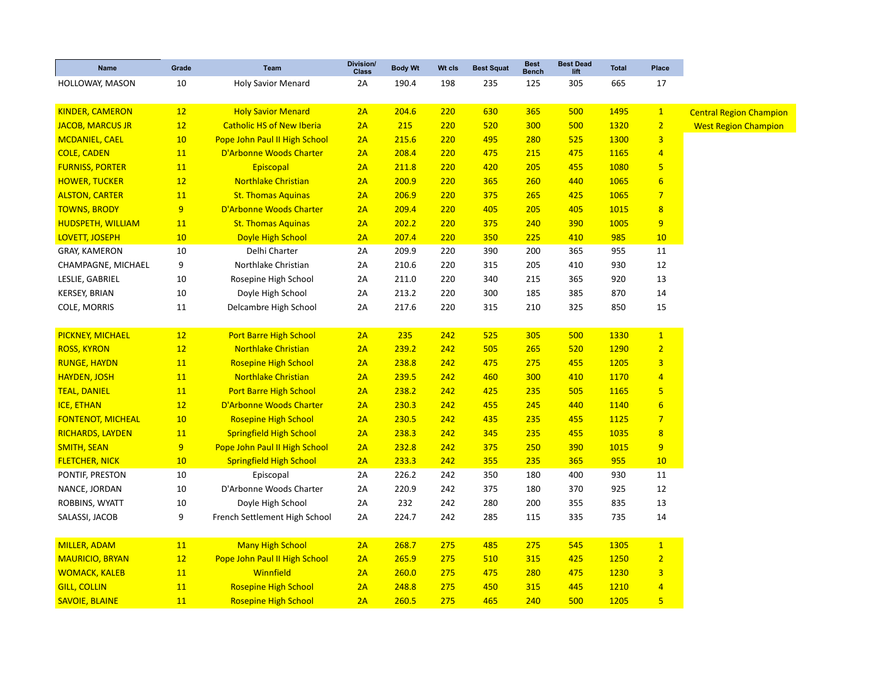| Name | Grade | Team | Division/ Class | Body Wt | Wt cls | Best Squat | Best Bench | Best Dead lift | Total | Place | |
|---|---|---|---|---|---|---|---|---|---|---|---|
| HOLLOWAY, MASON | 10 | Holy Savior Menard | 2A | 190.4 | 198 | 235 | 125 | 305 | 665 | 17 | |
| | | | | | | | | | | | |
| KINDER, CAMERON | 12 | Holy Savior Menard | 2A | 204.6 | 220 | 630 | 365 | 500 | 1495 | 1 | Central Region Champion |
| JACOB, MARCUS JR | 12 | Catholic HS of New Iberia | 2A | 215 | 220 | 520 | 300 | 500 | 1320 | 2 | West Region Champion |
| MCDANIEL, CAEL | 10 | Pope John Paul II High School | 2A | 215.6 | 220 | 495 | 280 | 525 | 1300 | 3 | |
| COLE, CADEN | 11 | D'Arbonne Woods Charter | 2A | 208.4 | 220 | 475 | 215 | 475 | 1165 | 4 | |
| FURNISS, PORTER | 11 | Episcopal | 2A | 211.8 | 220 | 420 | 205 | 455 | 1080 | 5 | |
| HOWER, TUCKER | 12 | Northlake Christian | 2A | 200.9 | 220 | 365 | 260 | 440 | 1065 | 6 | |
| ALSTON, CARTER | 11 | St. Thomas Aquinas | 2A | 206.9 | 220 | 375 | 265 | 425 | 1065 | 7 | |
| TOWNS, BRODY | 9 | D'Arbonne Woods Charter | 2A | 209.4 | 220 | 405 | 205 | 405 | 1015 | 8 | |
| HUDSPETH, WILLIAM | 11 | St. Thomas Aquinas | 2A | 202.2 | 220 | 375 | 240 | 390 | 1005 | 9 | |
| LOVETT, JOSEPH | 10 | Doyle High School | 2A | 207.4 | 220 | 350 | 225 | 410 | 985 | 10 | |
| GRAY, KAMERON | 10 | Delhi Charter | 2A | 209.9 | 220 | 390 | 200 | 365 | 955 | 11 | |
| CHAMPAGNE, MICHAEL | 9 | Northlake Christian | 2A | 210.6 | 220 | 315 | 205 | 410 | 930 | 12 | |
| LESLIE, GABRIEL | 10 | Rosepine High School | 2A | 211.0 | 220 | 340 | 215 | 365 | 920 | 13 | |
| KERSEY, BRIAN | 10 | Doyle High School | 2A | 213.2 | 220 | 300 | 185 | 385 | 870 | 14 | |
| COLE, MORRIS | 11 | Delcambre High School | 2A | 217.6 | 220 | 315 | 210 | 325 | 850 | 15 | |
| | | | | | | | | | | | |
| PICKNEY, MICHAEL | 12 | Port Barre High School | 2A | 235 | 242 | 525 | 305 | 500 | 1330 | 1 | |
| ROSS, KYRON | 12 | Northlake Christian | 2A | 239.2 | 242 | 505 | 265 | 520 | 1290 | 2 | |
| RUNGE, HAYDN | 11 | Rosepine High School | 2A | 238.8 | 242 | 475 | 275 | 455 | 1205 | 3 | |
| HAYDEN, JOSH | 11 | Northlake Christian | 2A | 239.5 | 242 | 460 | 300 | 410 | 1170 | 4 | |
| TEAL, DANIEL | 11 | Port Barre High School | 2A | 238.2 | 242 | 425 | 235 | 505 | 1165 | 5 | |
| ICE, ETHAN | 12 | D'Arbonne Woods Charter | 2A | 230.3 | 242 | 455 | 245 | 440 | 1140 | 6 | |
| FONTENOT, MICHEAL | 10 | Rosepine High School | 2A | 230.5 | 242 | 435 | 235 | 455 | 1125 | 7 | |
| RICHARDS, LAYDEN | 11 | Springfield High School | 2A | 238.3 | 242 | 345 | 235 | 455 | 1035 | 8 | |
| SMITH, SEAN | 9 | Pope John Paul II High School | 2A | 232.8 | 242 | 375 | 250 | 390 | 1015 | 9 | |
| FLETCHER, NICK | 10 | Springfield High School | 2A | 233.3 | 242 | 355 | 235 | 365 | 955 | 10 | |
| PONTIF, PRESTON | 10 | Episcopal | 2A | 226.2 | 242 | 350 | 180 | 400 | 930 | 11 | |
| NANCE, JORDAN | 10 | D'Arbonne Woods Charter | 2A | 220.9 | 242 | 375 | 180 | 370 | 925 | 12 | |
| ROBBINS, WYATT | 10 | Doyle High School | 2A | 232 | 242 | 280 | 200 | 355 | 835 | 13 | |
| SALASSI, JACOB | 9 | French Settlement High School | 2A | 224.7 | 242 | 285 | 115 | 335 | 735 | 14 | |
| | | | | | | | | | | | |
| MILLER, ADAM | 11 | Many High School | 2A | 268.7 | 275 | 485 | 275 | 545 | 1305 | 1 | |
| MAURICIO, BRYAN | 12 | Pope John Paul II High School | 2A | 265.9 | 275 | 510 | 315 | 425 | 1250 | 2 | |
| WOMACK, KALEB | 11 | Winnfield | 2A | 260.0 | 275 | 475 | 280 | 475 | 1230 | 3 | |
| GILL, COLLIN | 11 | Rosepine High School | 2A | 248.8 | 275 | 450 | 315 | 445 | 1210 | 4 | |
| SAVOIE, BLAINE | 11 | Rosepine High School | 2A | 260.5 | 275 | 465 | 240 | 500 | 1205 | 5 | |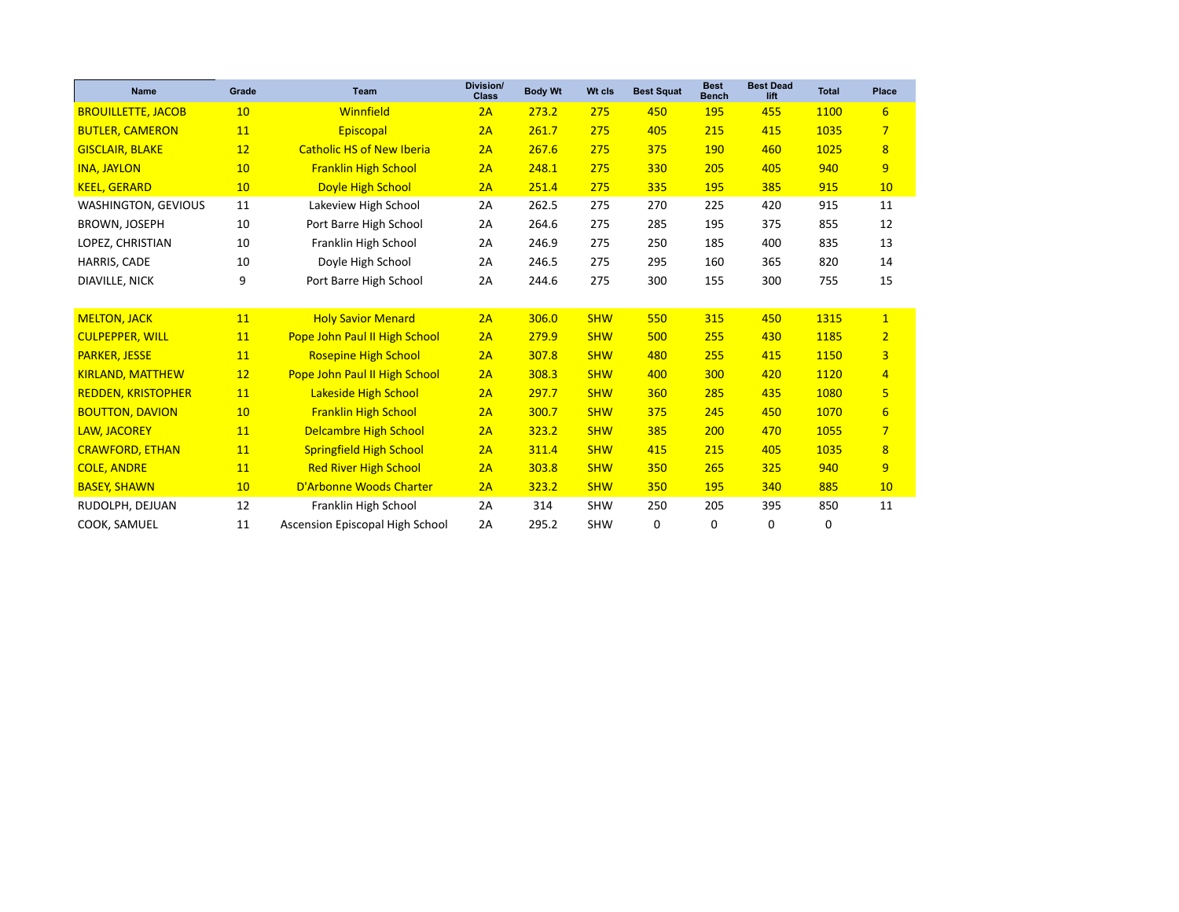| Name | Grade | Team | Division/ Class | Body Wt | Wt cls | Best Squat | Best Bench | Best Dead lift | Total | Place |
|---|---|---|---|---|---|---|---|---|---|---|
| BROUILLETTE, JACOB | 10 | Winnfield | 2A | 273.2 | 275 | 450 | 195 | 455 | 1100 | 6 |
| BUTLER, CAMERON | 11 | Episcopal | 2A | 261.7 | 275 | 405 | 215 | 415 | 1035 | 7 |
| GISCLAIR, BLAKE | 12 | Catholic HS of New Iberia | 2A | 267.6 | 275 | 375 | 190 | 460 | 1025 | 8 |
| INA, JAYLON | 10 | Franklin High School | 2A | 248.1 | 275 | 330 | 205 | 405 | 940 | 9 |
| KEEL, GERARD | 10 | Doyle High School | 2A | 251.4 | 275 | 335 | 195 | 385 | 915 | 10 |
| WASHINGTON, GEVIOUS | 11 | Lakeview High School | 2A | 262.5 | 275 | 270 | 225 | 420 | 915 | 11 |
| BROWN, JOSEPH | 10 | Port Barre High School | 2A | 264.6 | 275 | 285 | 195 | 375 | 855 | 12 |
| LOPEZ, CHRISTIAN | 10 | Franklin High School | 2A | 246.9 | 275 | 250 | 185 | 400 | 835 | 13 |
| HARRIS, CADE | 10 | Doyle High School | 2A | 246.5 | 275 | 295 | 160 | 365 | 820 | 14 |
| DIAVILLE, NICK | 9 | Port Barre High School | 2A | 244.6 | 275 | 300 | 155 | 300 | 755 | 15 |
| | | | | | | | | | | |
| MELTON, JACK | 11 | Holy Savior Menard | 2A | 306.0 | SHW | 550 | 315 | 450 | 1315 | 1 |
| CULPEPPER, WILL | 11 | Pope John Paul II High School | 2A | 279.9 | SHW | 500 | 255 | 430 | 1185 | 2 |
| PARKER, JESSE | 11 | Rosepine High School | 2A | 307.8 | SHW | 480 | 255 | 415 | 1150 | 3 |
| KIRLAND, MATTHEW | 12 | Pope John Paul II High School | 2A | 308.3 | SHW | 400 | 300 | 420 | 1120 | 4 |
| REDDEN, KRISTOPHER | 11 | Lakeside High School | 2A | 297.7 | SHW | 360 | 285 | 435 | 1080 | 5 |
| BOUTTON, DAVION | 10 | Franklin High School | 2A | 300.7 | SHW | 375 | 245 | 450 | 1070 | 6 |
| LAW, JACOREY | 11 | Delcambre High School | 2A | 323.2 | SHW | 385 | 200 | 470 | 1055 | 7 |
| CRAWFORD, ETHAN | 11 | Springfield High School | 2A | 311.4 | SHW | 415 | 215 | 405 | 1035 | 8 |
| COLE, ANDRE | 11 | Red River High School | 2A | 303.8 | SHW | 350 | 265 | 325 | 940 | 9 |
| BASEY, SHAWN | 10 | D'Arbonne Woods Charter | 2A | 323.2 | SHW | 350 | 195 | 340 | 885 | 10 |
| RUDOLPH, DEJUAN | 12 | Franklin High School | 2A | 314 | SHW | 250 | 205 | 395 | 850 | 11 |
| COOK, SAMUEL | 11 | Ascension Episcopal High School | 2A | 295.2 | SHW | 0 | 0 | 0 | 0 | |